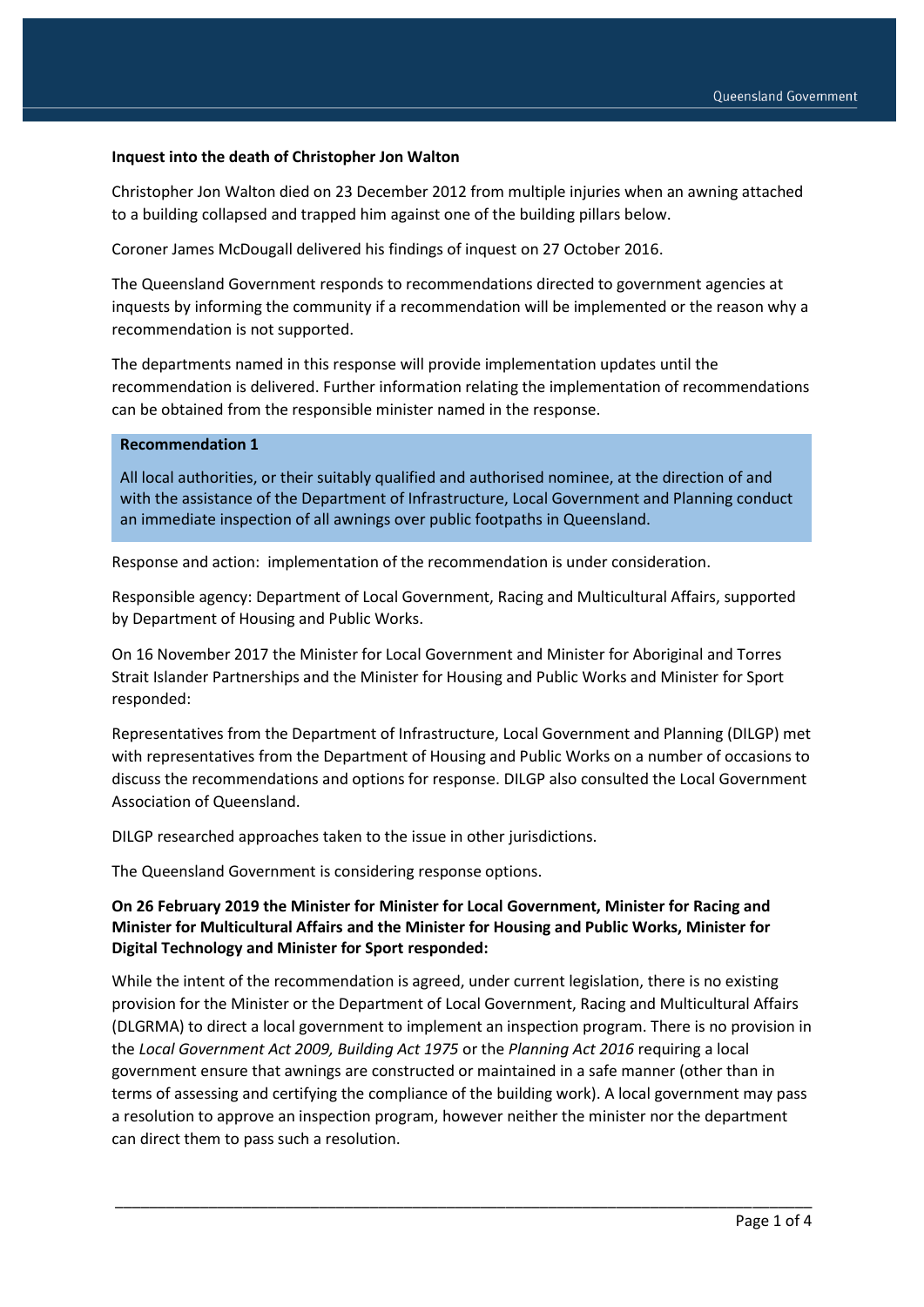**Inquest into the death of Christopher Jon Walton**

Christopher Jon Walton died on 23 December 2012 from multiple injuries when an awning attached to a building collapsed and trapped him against one of the building pillars below.

Coroner James McDougall delivered his findings of inquest on 27 October 2016.

The Queensland Government responds to recommendations directed to government agencies at inquests by informing the community if a recommendation will be implemented or the reason why a recommendation is not supported.

The departments named in this response will provide implementation updates until the recommendation is delivered. Further information relating the implementation of recommendations can be obtained from the responsible minister named in the response.

**Recommendation 1**

All local authorities, or their suitably qualified and authorised nominee, at the direction of and with the assistance of the Department of Infrastructure, Local Government and Planning conduct an immediate inspection of all awnings over public footpaths in Queensland.

Response and action: implementation of the recommendation is under consideration.

Responsible agency: Department of Local Government, Racing and Multicultural Affairs, supported by Department of Housing and Public Works.

On 16 November 2017 the Minister for Local Government and Minister for Aboriginal and Torres Strait Islander Partnerships and the Minister for Housing and Public Works and Minister for Sport responded:

Representatives from the Department of Infrastructure, Local Government and Planning (DILGP) met with representatives from the Department of Housing and Public Works on a number of occasions to discuss the recommendations and options for response. DILGP also consulted the Local Government Association of Queensland.

DILGP researched approaches taken to the issue in other jurisdictions.

The Queensland Government is considering response options.

**On 26 February 2019 the Minister for Minister for Local Government, Minister for Racing and Minister for Multicultural Affairs and the Minister for Housing and Public Works, Minister for Digital Technology and Minister for Sport responded:**

While the intent of the recommendation is agreed, under current legislation, there is no existing provision for the Minister or the Department of Local Government, Racing and Multicultural Affairs (DLGRMA) to direct a local government to implement an inspection program. There is no provision in the *Local Government Act 2009, Building Act 1975* or the *Planning Act 2016* requiring a local government ensure that awnings are constructed or maintained in a safe manner (other than in terms of assessing and certifying the compliance of the building work). A local government may pass a resolution to approve an inspection program, however neither the minister nor the department can direct them to pass such a resolution.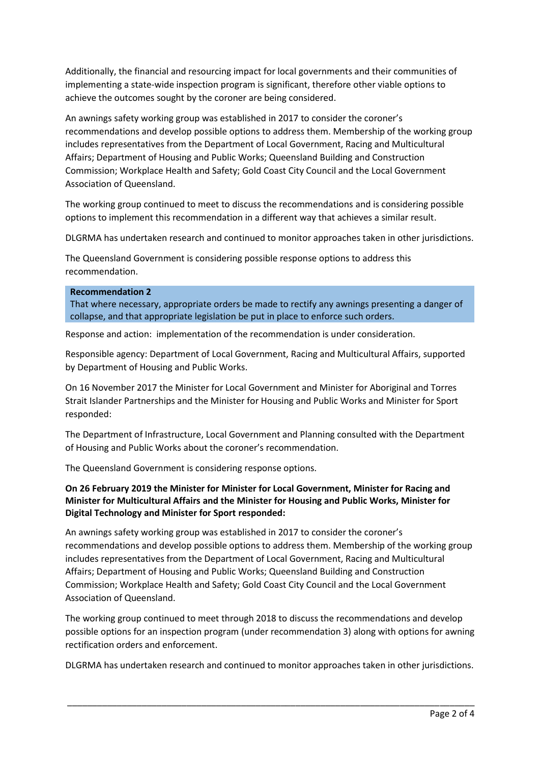Additionally, the financial and resourcing impact for local governments and their communities of implementing a state-wide inspection program is significant, therefore other viable options to achieve the outcomes sought by the coroner are being considered.

An awnings safety working group was established in 2017 to consider the coroner's recommendations and develop possible options to address them. Membership of the working group includes representatives from the Department of Local Government, Racing and Multicultural Affairs; Department of Housing and Public Works; Queensland Building and Construction Commission; Workplace Health and Safety; Gold Coast City Council and the Local Government Association of Queensland.

The working group continued to meet to discuss the recommendations and is considering possible options to implement this recommendation in a different way that achieves a similar result.

DLGRMA has undertaken research and continued to monitor approaches taken in other jurisdictions.

The Queensland Government is considering possible response options to address this recommendation.

**Recommendation 2**

That where necessary, appropriate orders be made to rectify any awnings presenting a danger of collapse, and that appropriate legislation be put in place to enforce such orders.

Response and action: implementation of the recommendation is under consideration.

Responsible agency: Department of Local Government, Racing and Multicultural Affairs, supported by Department of Housing and Public Works.

On 16 November 2017 the Minister for Local Government and Minister for Aboriginal and Torres Strait Islander Partnerships and the Minister for Housing and Public Works and Minister for Sport responded:

The Department of Infrastructure, Local Government and Planning consulted with the Department of Housing and Public Works about the coroner's recommendation.

The Queensland Government is considering response options.

**On 26 February 2019 the Minister for Minister for Local Government, Minister for Racing and Minister for Multicultural Affairs and the Minister for Housing and Public Works, Minister for Digital Technology and Minister for Sport responded:**

An awnings safety working group was established in 2017 to consider the coroner's recommendations and develop possible options to address them. Membership of the working group includes representatives from the Department of Local Government, Racing and Multicultural Affairs; Department of Housing and Public Works; Queensland Building and Construction Commission; Workplace Health and Safety; Gold Coast City Council and the Local Government Association of Queensland.

The working group continued to meet through 2018 to discuss the recommendations and develop possible options for an inspection program (under recommendation 3) along with options for awning rectification orders and enforcement.

DLGRMA has undertaken research and continued to monitor approaches taken in other jurisdictions.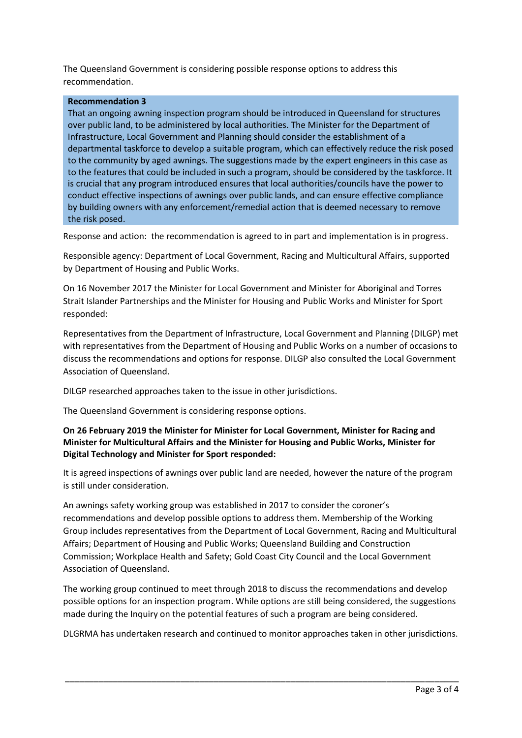The Queensland Government is considering possible response options to address this recommendation.

> **Recommendation 3**
>
> That an ongoing awning inspection program should be introduced in Queensland for structures over public land, to be administered by local authorities. The Minister for the Department of Infrastructure, Local Government and Planning should consider the establishment of a departmental taskforce to develop a suitable program, which can effectively reduce the risk posed to the community by aged awnings. The suggestions made by the expert engineers in this case as to the features that could be included in such a program, should be considered by the taskforce. It is crucial that any program introduced ensures that local authorities/councils have the power to conduct effective inspections of awnings over public lands, and can ensure effective compliance by building owners with any enforcement/remedial action that is deemed necessary to remove the risk posed.

Response and action: the recommendation is agreed to in part and implementation is in progress.

Responsible agency: Department of Local Government, Racing and Multicultural Affairs, supported by Department of Housing and Public Works.

On 16 November 2017 the Minister for Local Government and Minister for Aboriginal and Torres Strait Islander Partnerships and the Minister for Housing and Public Works and Minister for Sport responded:

Representatives from the Department of Infrastructure, Local Government and Planning (DILGP) met with representatives from the Department of Housing and Public Works on a number of occasions to discuss the recommendations and options for response. DILGP also consulted the Local Government Association of Queensland.

DILGP researched approaches taken to the issue in other jurisdictions.

The Queensland Government is considering response options.

**On 26 February 2019 the Minister for Minister for Local Government, Minister for Racing and Minister for Multicultural Affairs and the Minister for Housing and Public Works, Minister for Digital Technology and Minister for Sport responded:**

It is agreed inspections of awnings over public land are needed, however the nature of the program is still under consideration.

An awnings safety working group was established in 2017 to consider the coroner's recommendations and develop possible options to address them. Membership of the Working Group includes representatives from the Department of Local Government, Racing and Multicultural Affairs; Department of Housing and Public Works; Queensland Building and Construction Commission; Workplace Health and Safety; Gold Coast City Council and the Local Government Association of Queensland.

The working group continued to meet through 2018 to discuss the recommendations and develop possible options for an inspection program. While options are still being considered, the suggestions made during the Inquiry on the potential features of such a program are being considered.

DLGRMA has undertaken research and continued to monitor approaches taken in other jurisdictions.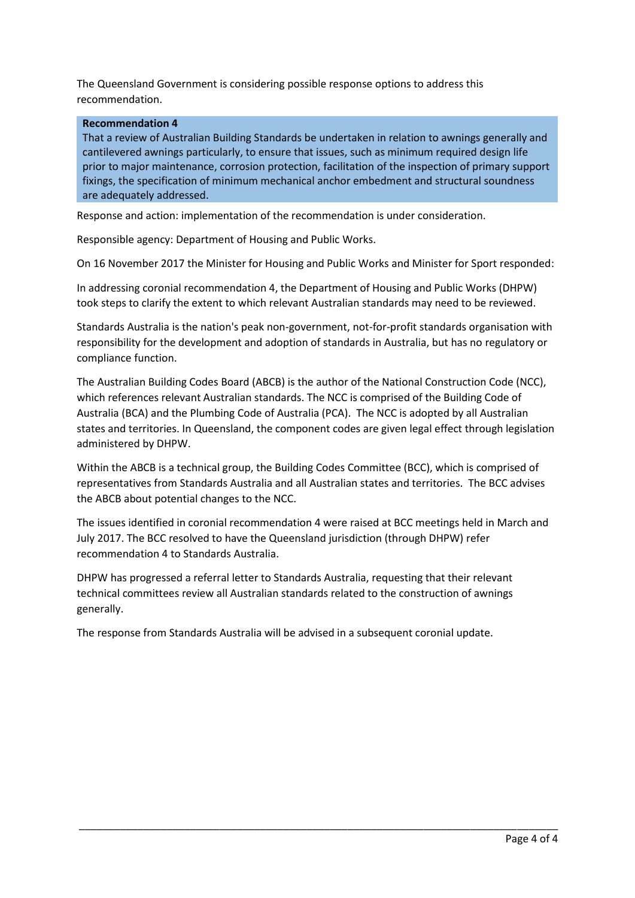The Queensland Government is considering possible response options to address this recommendation.

**Recommendation 4**

That a review of Australian Building Standards be undertaken in relation to awnings generally and cantilevered awnings particularly, to ensure that issues, such as minimum required design life prior to major maintenance, corrosion protection, facilitation of the inspection of primary support fixings, the specification of minimum mechanical anchor embedment and structural soundness are adequately addressed.

Response and action: implementation of the recommendation is under consideration.

Responsible agency: Department of Housing and Public Works.

On 16 November 2017 the Minister for Housing and Public Works and Minister for Sport responded:

In addressing coronial recommendation 4, the Department of Housing and Public Works (DHPW) took steps to clarify the extent to which relevant Australian standards may need to be reviewed.

Standards Australia is the nation's peak non-government, not-for-profit standards organisation with responsibility for the development and adoption of standards in Australia, but has no regulatory or compliance function.

The Australian Building Codes Board (ABCB) is the author of the National Construction Code (NCC), which references relevant Australian standards. The NCC is comprised of the Building Code of Australia (BCA) and the Plumbing Code of Australia (PCA). The NCC is adopted by all Australian states and territories. In Queensland, the component codes are given legal effect through legislation administered by DHPW.

Within the ABCB is a technical group, the Building Codes Committee (BCC), which is comprised of representatives from Standards Australia and all Australian states and territories. The BCC advises the ABCB about potential changes to the NCC.

The issues identified in coronial recommendation 4 were raised at BCC meetings held in March and July 2017. The BCC resolved to have the Queensland jurisdiction (through DHPW) refer recommendation 4 to Standards Australia.

DHPW has progressed a referral letter to Standards Australia, requesting that their relevant technical committees review all Australian standards related to the construction of awnings generally.

The response from Standards Australia will be advised in a subsequent coronial update.